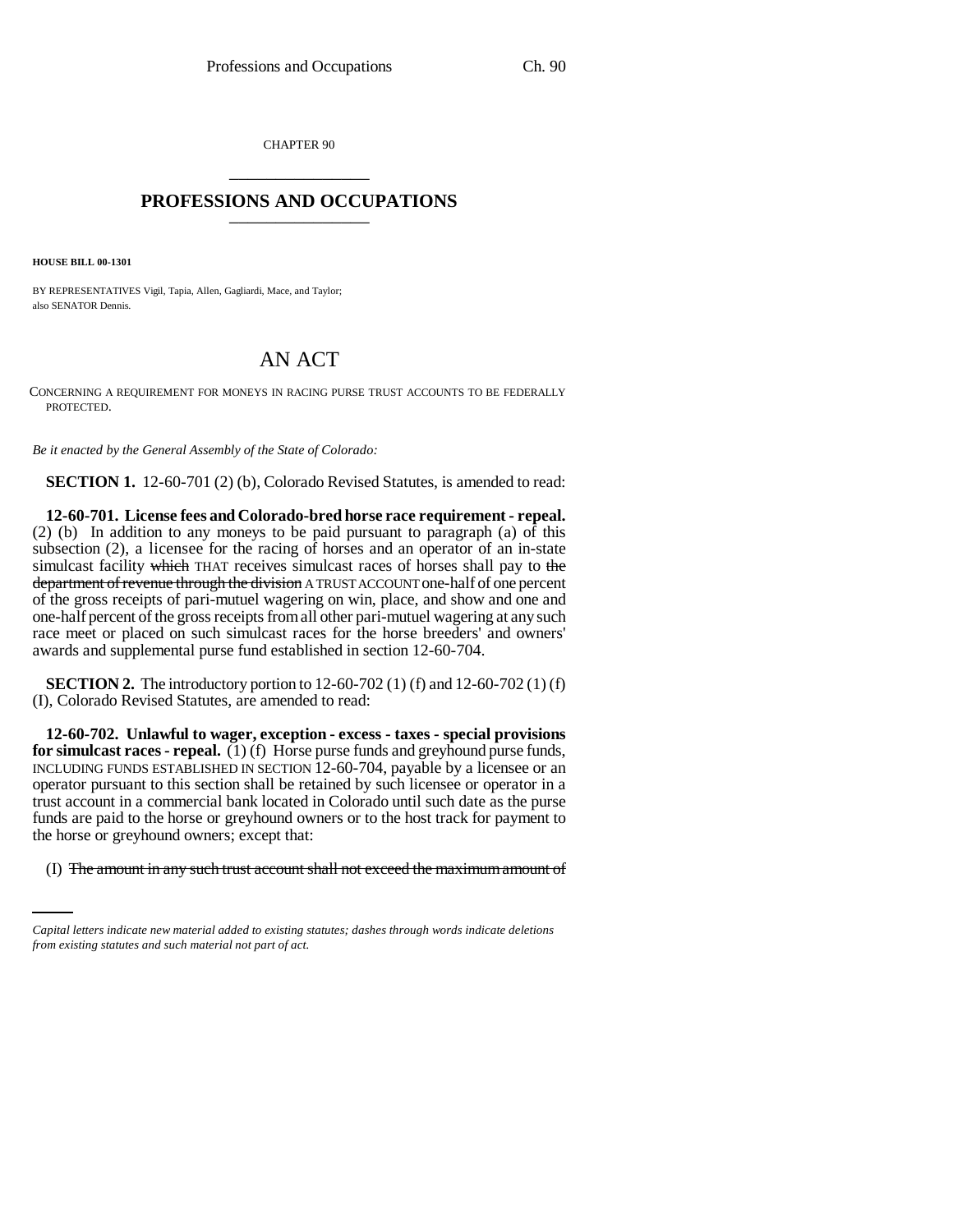CHAPTER 90

## PROFESSIONS AND OCCUPATIONS

**HOUSE BILL 00-1301**

BY REPRESENTATIVES Vigil, Tapia, Allen, Gagliardi, Mace, and Taylor;
also SENATOR Dennis.

# AN ACT

CONCERNING A REQUIREMENT FOR MONEYS IN RACING PURSE TRUST ACCOUNTS TO BE FEDERALLY PROTECTED.

*Be it enacted by the General Assembly of the State of Colorado:*

**SECTION 1.** 12-60-701 (2) (b), Colorado Revised Statutes, is amended to read:

**12-60-701. License fees and Colorado-bred horse race requirement - repeal.** (2) (b) In addition to any moneys to be paid pursuant to paragraph (a) of this subsection (2), a licensee for the racing of horses and an operator of an in-state simulcast facility ~~which~~ THAT receives simulcast races of horses shall pay to ~~the department of revenue through the division~~ A TRUST ACCOUNT one-half of one percent of the gross receipts of pari-mutuel wagering on win, place, and show and one and one-half percent of the gross receipts from all other pari-mutuel wagering at any such race meet or placed on such simulcast races for the horse breeders' and owners' awards and supplemental purse fund established in section 12-60-704.

**SECTION 2.** The introductory portion to 12-60-702 (1) (f) and 12-60-702 (1) (f) (I), Colorado Revised Statutes, are amended to read:

**12-60-702. Unlawful to wager, exception - excess - taxes - special provisions for simulcast races - repeal.** (1) (f) Horse purse funds and greyhound purse funds, INCLUDING FUNDS ESTABLISHED IN SECTION 12-60-704, payable by a licensee or an operator pursuant to this section shall be retained by such licensee or operator in a trust account in a commercial bank located in Colorado until such date as the purse funds are paid to the horse or greyhound owners or to the host track for payment to the horse or greyhound owners; except that:

(I) ~~The amount in any such trust account shall not exceed the maximum amount of~~

*Capital letters indicate new material added to existing statutes; dashes through words indicate deletions from existing statutes and such material not part of act.*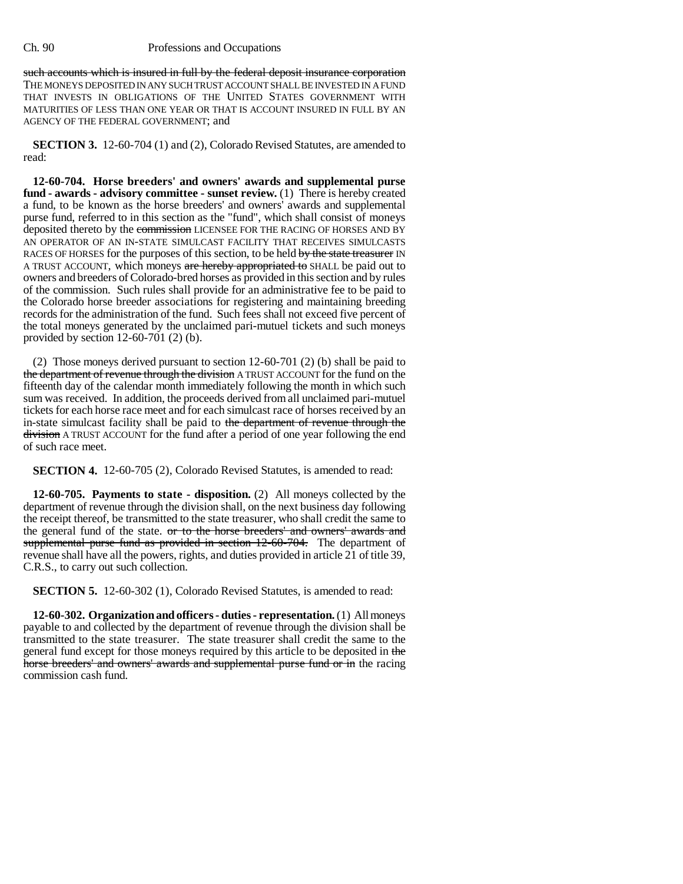such accounts which is insured in full by the federal deposit insurance corporation THE MONEYS DEPOSITED IN ANY SUCH TRUST ACCOUNT SHALL BE INVESTED IN A FUND THAT INVESTS IN OBLIGATIONS OF THE UNITED STATES GOVERNMENT WITH MATURITIES OF LESS THAN ONE YEAR OR THAT IS ACCOUNT INSURED IN FULL BY AN AGENCY OF THE FEDERAL GOVERNMENT; and

**SECTION 3.** 12-60-704 (1) and (2), Colorado Revised Statutes, are amended to read:

**12-60-704. Horse breeders' and owners' awards and supplemental purse fund - awards - advisory committee - sunset review.** (1) There is hereby created a fund, to be known as the horse breeders' and owners' awards and supplemental purse fund, referred to in this section as the "fund", which shall consist of moneys deposited thereto by the commission LICENSEE FOR THE RACING OF HORSES AND BY AN OPERATOR OF AN IN-STATE SIMULCAST FACILITY THAT RECEIVES SIMULCASTS RACES OF HORSES for the purposes of this section, to be held by the state treasurer IN A TRUST ACCOUNT, which moneys are hereby appropriated to SHALL be paid out to owners and breeders of Colorado-bred horses as provided in this section and by rules of the commission. Such rules shall provide for an administrative fee to be paid to the Colorado horse breeder associations for registering and maintaining breeding records for the administration of the fund. Such fees shall not exceed five percent of the total moneys generated by the unclaimed pari-mutuel tickets and such moneys provided by section 12-60-701 (2) (b).

(2) Those moneys derived pursuant to section 12-60-701 (2) (b) shall be paid to the department of revenue through the division A TRUST ACCOUNT for the fund on the fifteenth day of the calendar month immediately following the month in which such sum was received. In addition, the proceeds derived from all unclaimed pari-mutuel tickets for each horse race meet and for each simulcast race of horses received by an in-state simulcast facility shall be paid to the department of revenue through the division A TRUST ACCOUNT for the fund after a period of one year following the end of such race meet.

**SECTION 4.** 12-60-705 (2), Colorado Revised Statutes, is amended to read:

**12-60-705. Payments to state - disposition.** (2) All moneys collected by the department of revenue through the division shall, on the next business day following the receipt thereof, be transmitted to the state treasurer, who shall credit the same to the general fund of the state. or to the horse breeders' and owners' awards and supplemental purse fund as provided in section 12-60-704. The department of revenue shall have all the powers, rights, and duties provided in article 21 of title 39, C.R.S., to carry out such collection.

**SECTION 5.** 12-60-302 (1), Colorado Revised Statutes, is amended to read:

**12-60-302. Organization and officers - duties - representation.** (1) All moneys payable to and collected by the department of revenue through the division shall be transmitted to the state treasurer. The state treasurer shall credit the same to the general fund except for those moneys required by this article to be deposited in the horse breeders' and owners' awards and supplemental purse fund or in the racing commission cash fund.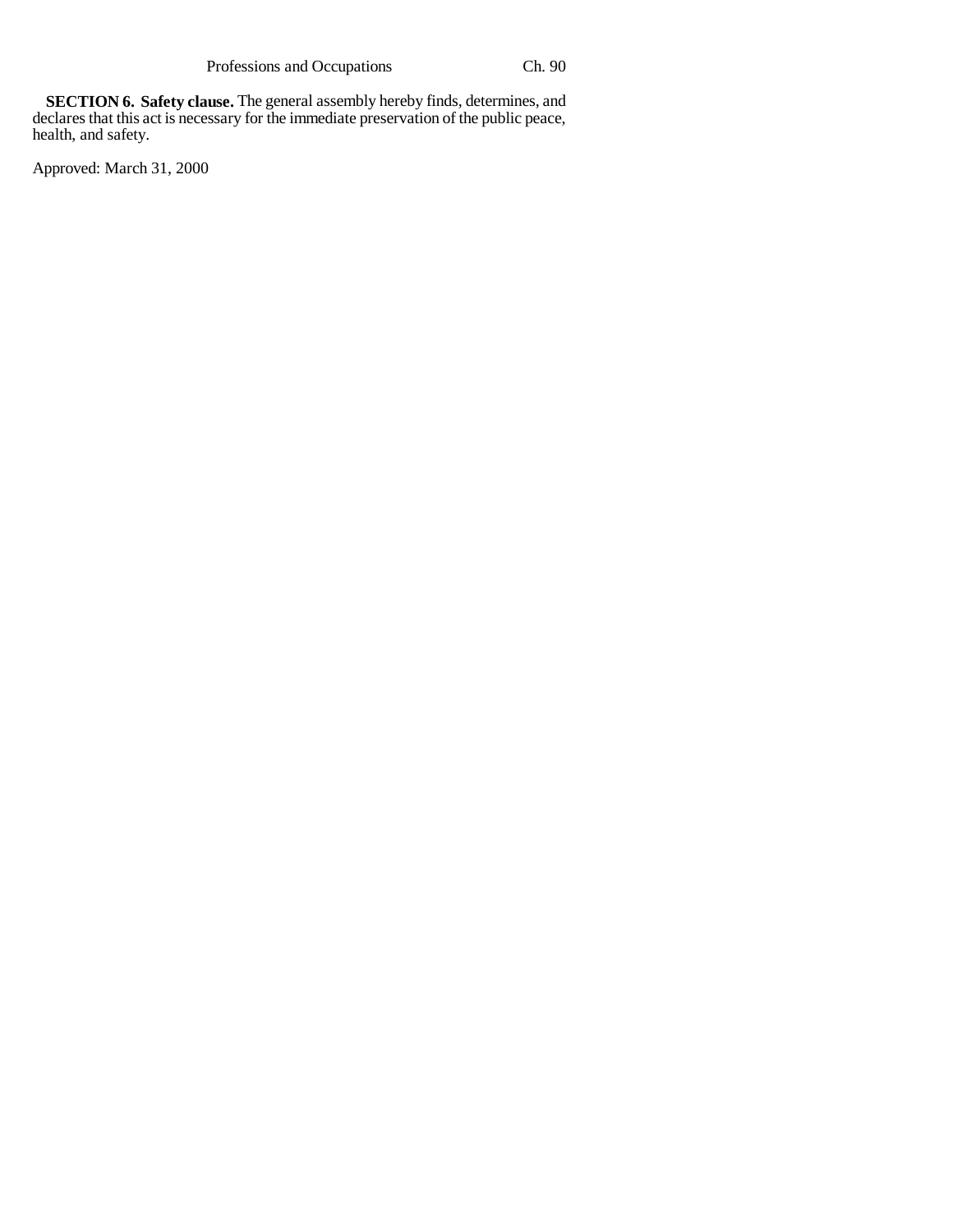**SECTION 6. Safety clause.** The general assembly hereby finds, determines, and declares that this act is necessary for the immediate preservation of the public peace, health, and safety.

Approved: March 31, 2000